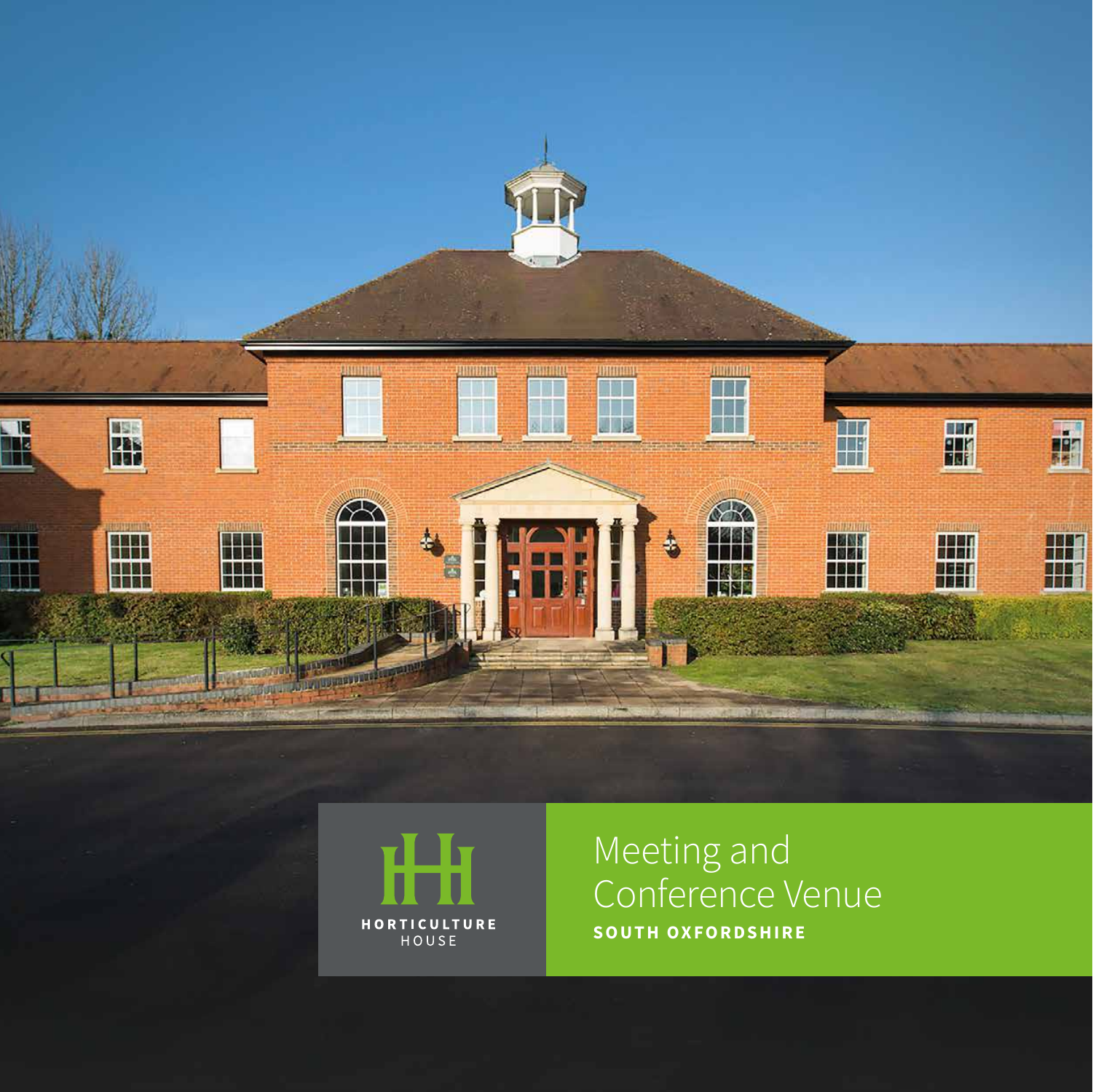HORTICULTURE HOUSE

# Meeting and Conference Venue

**SOUTH OXFORDSHIRE**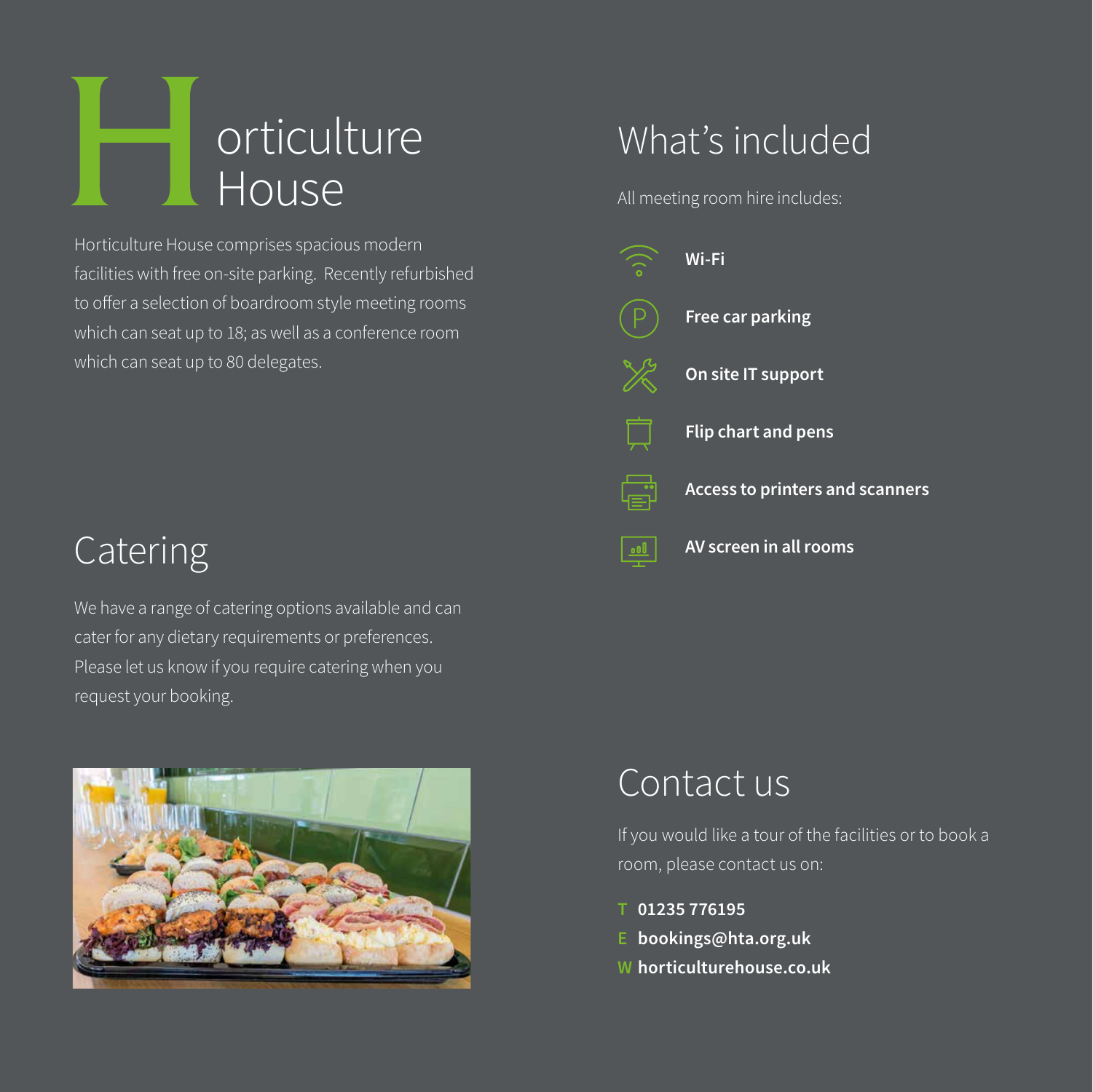# Horticulture House

Horticulture House comprises spacious modern facilities with free on-site parking. Recently refurbished to offer a selection of boardroom style meeting rooms which can seat up to 18; as well as a conference room which can seat up to 80 delegates.

## Catering

We have a range of catering options available and can cater for any dietary requirements or preferences. Please let us know if you require catering when you request your booking.

## What's included

All meeting room hire includes:

- **Wi-Fi**
- **Free car parking**
- **On site IT support**
- **Flip chart and pens**
- **Access to printers and scanners**
- **AV screen in all rooms**

## Contact us

If you would like a tour of the facilities or to book a room, please contact us on:

**T** **01235 776195**
**E** **bookings@hta.org.uk**
**W** **horticulturehouse.co.uk**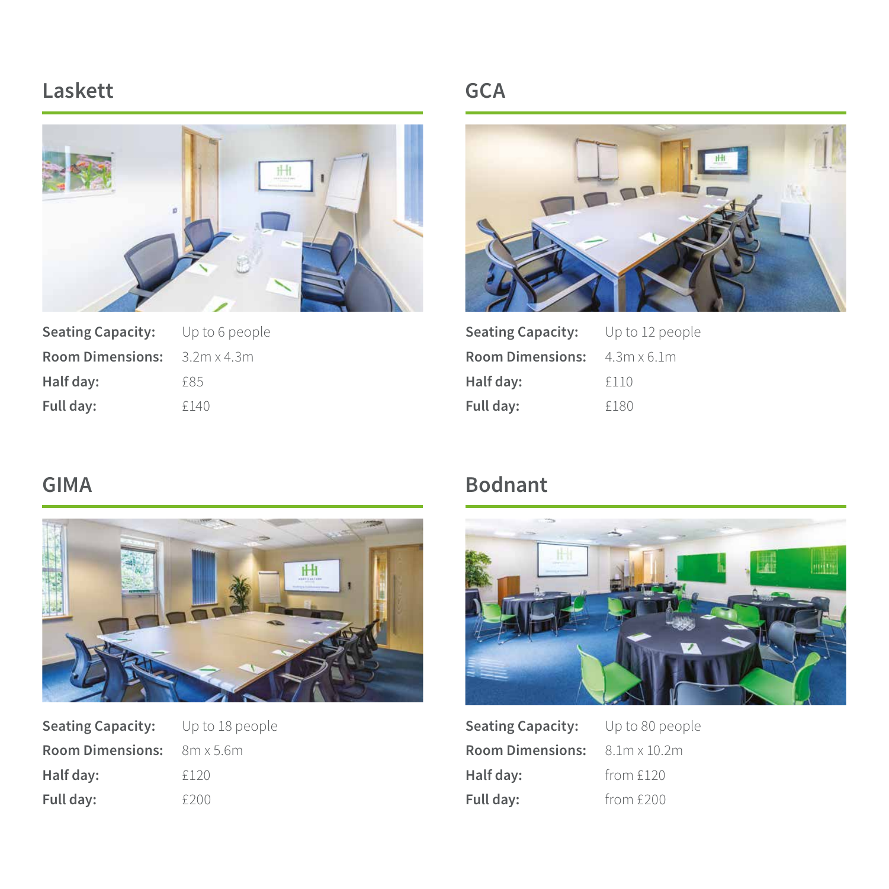## Laskett

**Seating Capacity:** Up to 6 people
**Room Dimensions:** 3.2m x 4.3m
**Half day:** £85
**Full day:** £140

## GCA

**Seating Capacity:** Up to 12 people
**Room Dimensions:** 4.3m x 6.1m
**Half day:** £110
**Full day:** £180

## GIMA

**Seating Capacity:** Up to 18 people
**Room Dimensions:** 8m x 5.6m
**Half day:** £120
**Full day:** £200

## Bodnant

**Seating Capacity:** Up to 80 people
**Room Dimensions:** 8.1m x 10.2m
**Half day:** from £120
**Full day:** from £200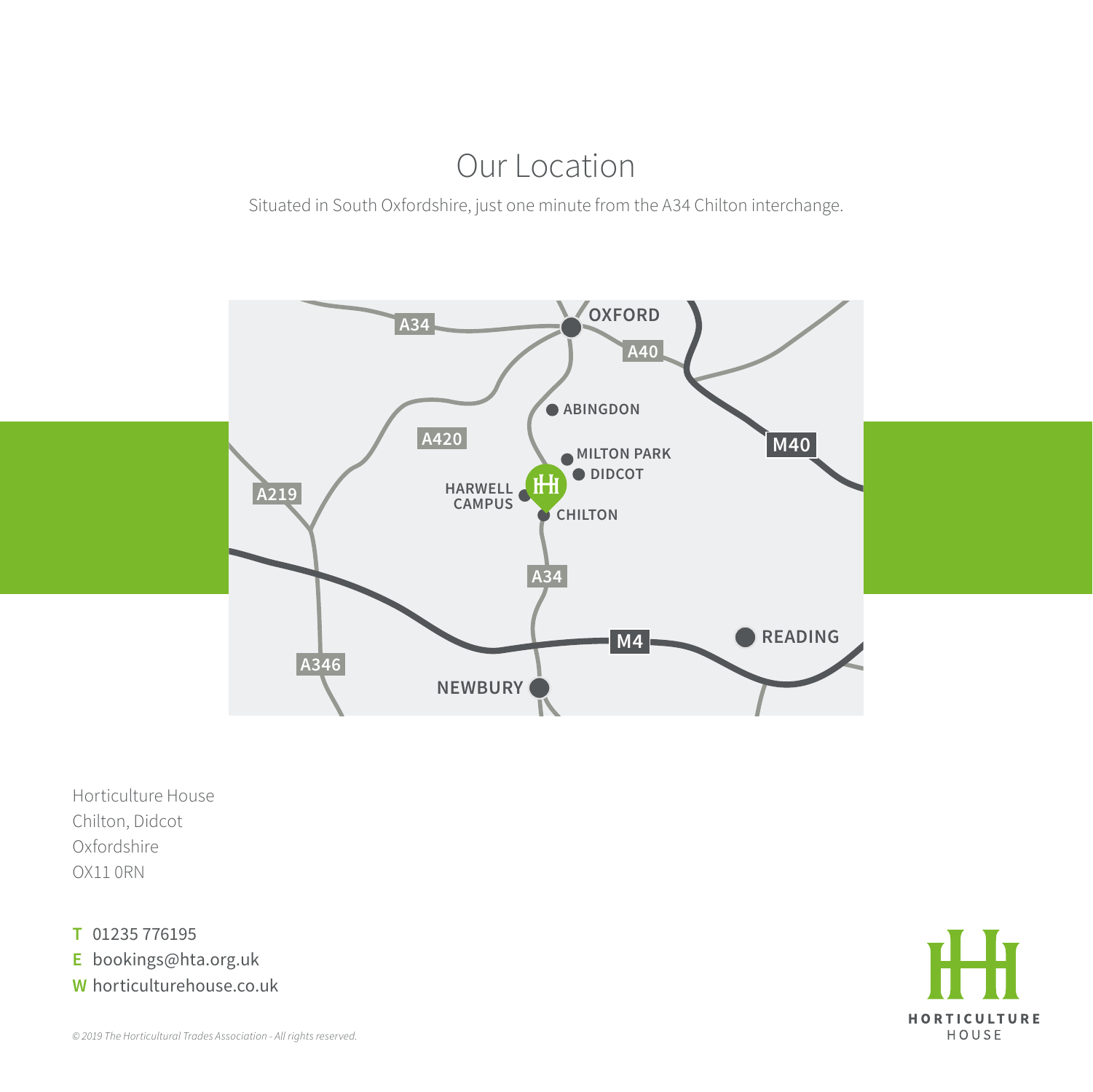# Our Location

Situated in South Oxfordshire, just one minute from the A34 Chilton interchange.

OXFORD
A34
A40
ABINGDON
A420
M40
MILTON PARK
DIDCOT
HARWELL CAMPUS
CHILTON
A219
A34
M4
READING
A346
NEWBURY

Horticulture House
Chilton, Didcot
Oxfordshire
OX11 0RN

**T** 01235 776195
**E** bookings@hta.org.uk
**W** horticulturehouse.co.uk

HORTICULTURE HOUSE

*© 2019 The Horticultural Trades Association - All rights reserved.*